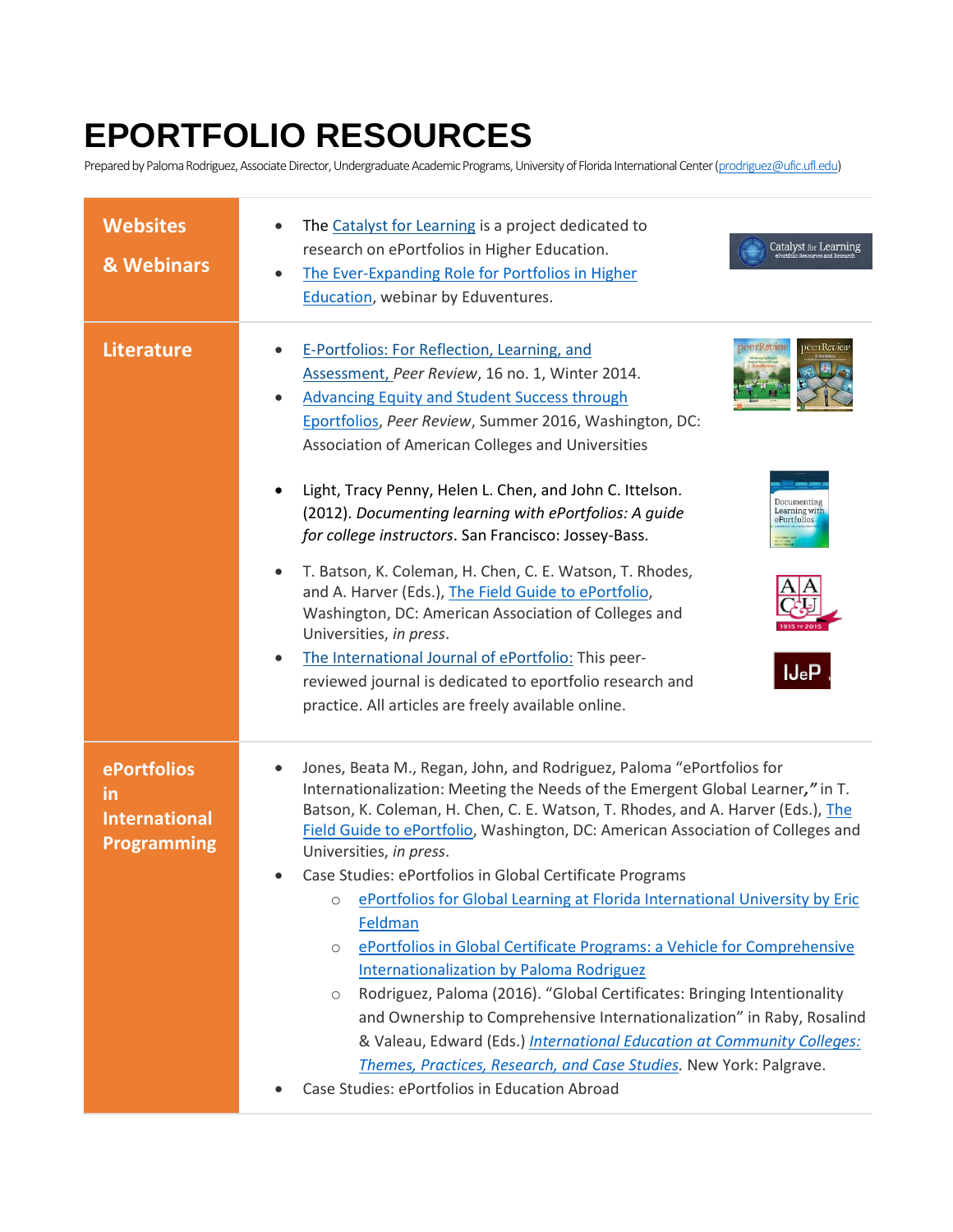# EPORTFOLIO RESOURCES

Prepared by Paloma Rodriguez, Associate Director, Undergraduate Academic Programs, University of Florida International Center (prodriguez@ufic.ufl.edu)

## Websites & Webinars

- The Catalyst for Learning is a project dedicated to research on ePortfolios in Higher Education.
- The Ever-Expanding Role for Portfolios in Higher Education, webinar by Eduventures.

## Literature

- E-Portfolios: For Reflection, Learning, and Assessment, *Peer Review*, 16 no. 1, Winter 2014.
- Advancing Equity and Student Success through Eportfolios, *Peer Review*, Summer 2016, Washington, DC: Association of American Colleges and Universities

- Light, Tracy Penny, Helen L. Chen, and John C. Ittelson. (2012). *Documenting learning with ePortfolios: A guide for college instructors*. San Francisco: Jossey-Bass.

- T. Batson, K. Coleman, H. Chen, C. E. Watson, T. Rhodes, and A. Harver (Eds.), The Field Guide to ePortfolio, Washington, DC: American Association of Colleges and Universities, *in press*.
- The International Journal of ePortfolio: This peer-reviewed journal is dedicated to eportfolio research and practice. All articles are freely available online.

## ePortfolios in International Programming

- Jones, Beata M., Regan, John, and Rodriguez, Paloma "ePortfolios for Internationalization: Meeting the Needs of the Emergent Global Learner,**"** in T. Batson, K. Coleman, H. Chen, C. E. Watson, T. Rhodes, and A. Harver (Eds.), The Field Guide to ePortfolio, Washington, DC: American Association of Colleges and Universities, *in press*.
- Case Studies: ePortfolios in Global Certificate Programs
  - ePortfolios for Global Learning at Florida International University by Eric Feldman
  - ePortfolios in Global Certificate Programs: a Vehicle for Comprehensive Internationalization by Paloma Rodriguez
  - Rodriguez, Paloma (2016). "Global Certificates: Bringing Intentionality and Ownership to Comprehensive Internationalization" in Raby, Rosalind & Valeau, Edward (Eds.) *International Education at Community Colleges: Themes, Practices, Research, and Case Studies*. New York: Palgrave.
- Case Studies: ePortfolios in Education Abroad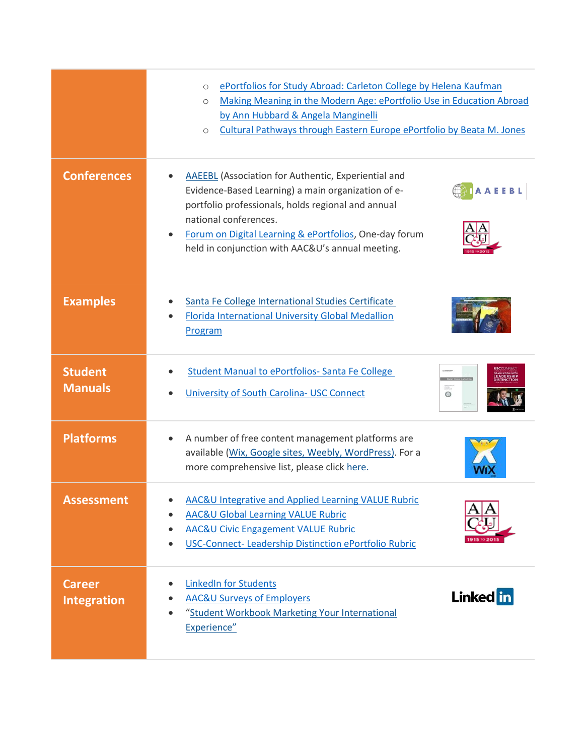| | |
|---|---|
| | ○ ePortfolios for Study Abroad: Carleton College by Helena Kaufman<br>○ Making Meaning in the Modern Age: ePortfolio Use in Education Abroad by Ann Hubbard & Angela Manginelli<br>○ Cultural Pathways through Eastern Europe ePortfolio by Beata M. Jones |
| **Conferences** | • AAEEBL (Association for Authentic, Experiential and Evidence-Based Learning) a main organization of e-portfolio professionals, holds regional and annual national conferences.<br>• Forum on Digital Learning & ePortfolios, One-day forum held in conjunction with AAC&U's annual meeting. |
| **Examples** | • Santa Fe College International Studies Certificate<br>• Florida International University Global Medallion Program |
| **Student Manuals** | • Student Manual to ePortfolios- Santa Fe College<br>• University of South Carolina- USC Connect |
| **Platforms** | • A number of free content management platforms are available (Wix, Google sites, Weebly, WordPress). For a more comprehensive list, please click here. |
| **Assessment** | • AAC&U Integrative and Applied Learning VALUE Rubric<br>• AAC&U Global Learning VALUE Rubric<br>• AAC&U Civic Engagement VALUE Rubric<br>• USC-Connect- Leadership Distinction ePortfolio Rubric |
| **Career Integration** | • LinkedIn for Students<br>• AAC&U Surveys of Employers<br>• "Student Workbook Marketing Your International Experience" |